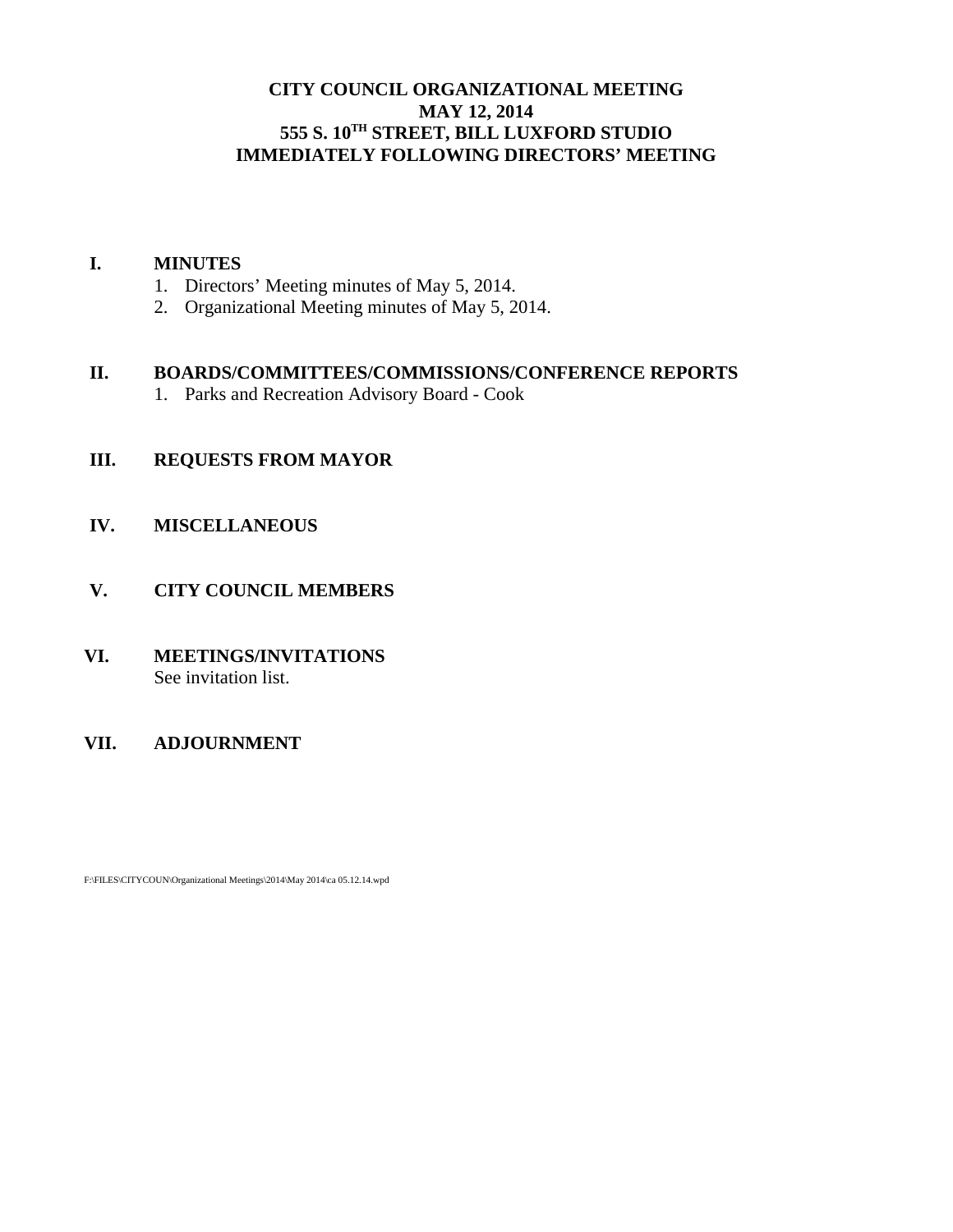# CITY COUNCIL ORGANIZATIONAL MEETING
# MAY 12, 2014
# 555 S. 10TH STREET, BILL LUXFORD STUDIO
# IMMEDIATELY FOLLOWING DIRECTORS' MEETING

## I. MINUTES

1. Directors' Meeting minutes of May 5, 2014.
2. Organizational Meeting minutes of May 5, 2014.

## II. BOARDS/COMMITTEES/COMMISSIONS/CONFERENCE REPORTS

1. Parks and Recreation Advisory Board - Cook

## III. REQUESTS FROM MAYOR

## IV. MISCELLANEOUS

## V. CITY COUNCIL MEMBERS

## VI. MEETINGS/INVITATIONS

See invitation list.

## VII. ADJOURNMENT

F:\FILES\CITYCOUN\Organizational Meetings\2014\May 2014\ca 05.12.14.wpd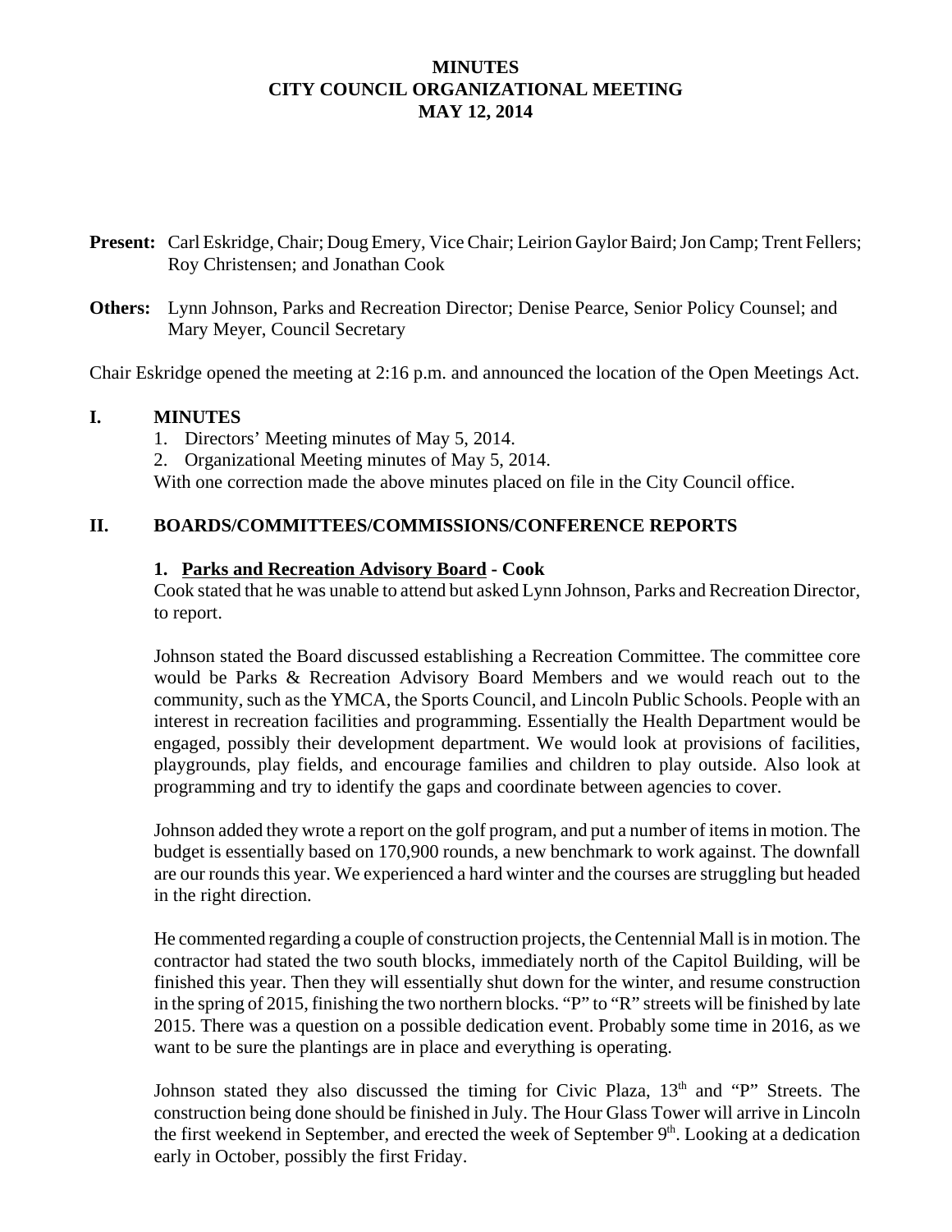# MINUTES
# CITY COUNCIL ORGANIZATIONAL MEETING
# MAY 12, 2014

**Present:** Carl Eskridge, Chair; Doug Emery, Vice Chair; Leirion Gaylor Baird; Jon Camp; Trent Fellers; Roy Christensen; and Jonathan Cook

**Others:** Lynn Johnson, Parks and Recreation Director; Denise Pearce, Senior Policy Counsel; and Mary Meyer, Council Secretary

Chair Eskridge opened the meeting at 2:16 p.m. and announced the location of the Open Meetings Act.

## I. MINUTES

1. Directors' Meeting minutes of May 5, 2014.
2. Organizational Meeting minutes of May 5, 2014.

With one correction made the above minutes placed on file in the City Council office.

## II. BOARDS/COMMITTEES/COMMISSIONS/CONFERENCE REPORTS

### 1. Parks and Recreation Advisory Board - Cook

Cook stated that he was unable to attend but asked Lynn Johnson, Parks and Recreation Director, to report.

Johnson stated the Board discussed establishing a Recreation Committee. The committee core would be Parks & Recreation Advisory Board Members and we would reach out to the community, such as the YMCA, the Sports Council, and Lincoln Public Schools. People with an interest in recreation facilities and programming. Essentially the Health Department would be engaged, possibly their development department. We would look at provisions of facilities, playgrounds, play fields, and encourage families and children to play outside. Also look at programming and try to identify the gaps and coordinate between agencies to cover.

Johnson added they wrote a report on the golf program, and put a number of items in motion. The budget is essentially based on 170,900 rounds, a new benchmark to work against. The downfall are our rounds this year. We experienced a hard winter and the courses are struggling but headed in the right direction.

He commented regarding a couple of construction projects, the Centennial Mall is in motion. The contractor had stated the two south blocks, immediately north of the Capitol Building, will be finished this year. Then they will essentially shut down for the winter, and resume construction in the spring of 2015, finishing the two northern blocks. "P" to "R" streets will be finished by late 2015. There was a question on a possible dedication event. Probably some time in 2016, as we want to be sure the plantings are in place and everything is operating.

Johnson stated they also discussed the timing for Civic Plaza, 13th and "P" Streets. The construction being done should be finished in July. The Hour Glass Tower will arrive in Lincoln the first weekend in September, and erected the week of September 9th. Looking at a dedication early in October, possibly the first Friday.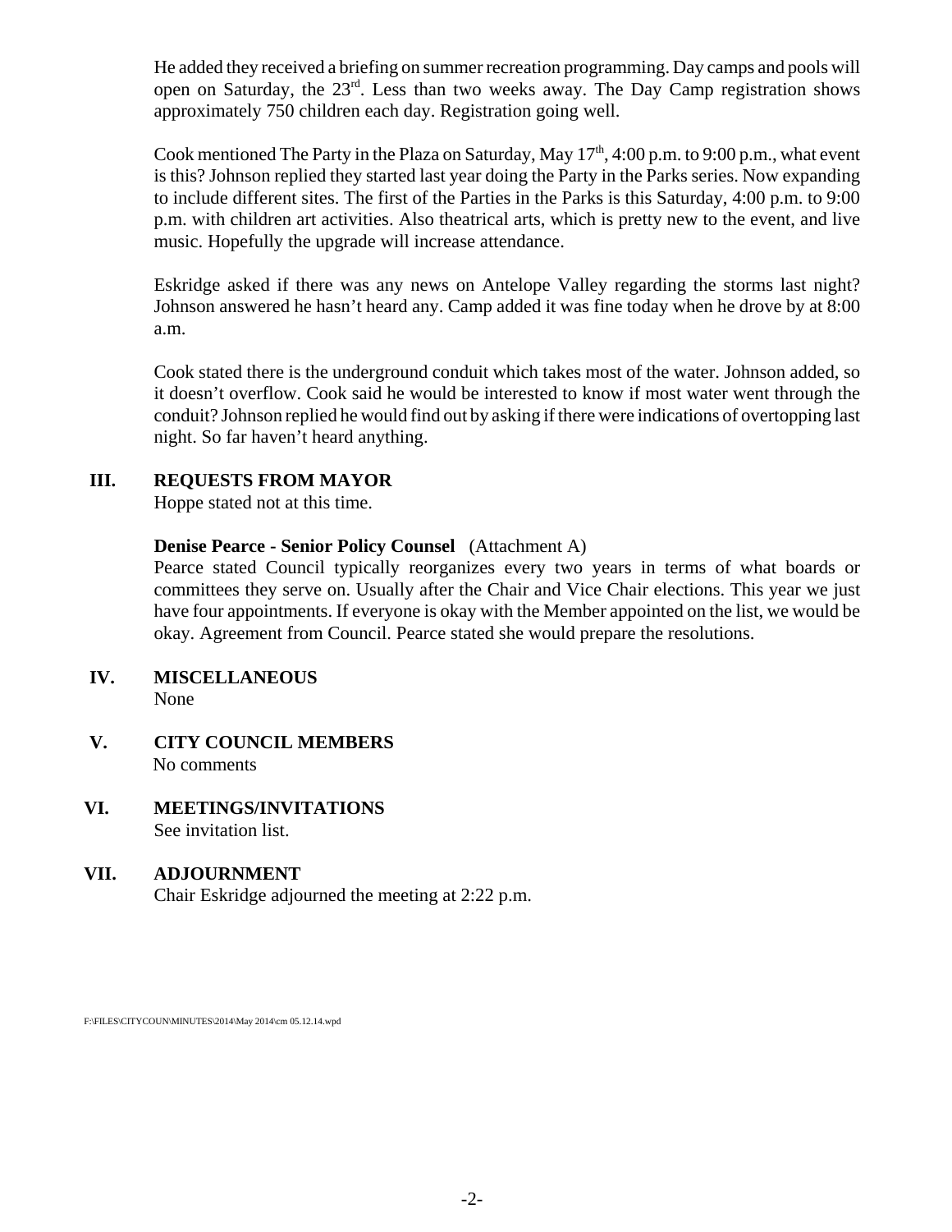He added they received a briefing on summer recreation programming. Day camps and pools will open on Saturday, the 23rd. Less than two weeks away. The Day Camp registration shows approximately 750 children each day. Registration going well.

Cook mentioned The Party in the Plaza on Saturday, May 17th, 4:00 p.m. to 9:00 p.m., what event is this? Johnson replied they started last year doing the Party in the Parks series. Now expanding to include different sites. The first of the Parties in the Parks is this Saturday, 4:00 p.m. to 9:00 p.m. with children art activities. Also theatrical arts, which is pretty new to the event, and live music. Hopefully the upgrade will increase attendance.

Eskridge asked if there was any news on Antelope Valley regarding the storms last night? Johnson answered he hasn't heard any. Camp added it was fine today when he drove by at 8:00 a.m.

Cook stated there is the underground conduit which takes most of the water. Johnson added, so it doesn't overflow. Cook said he would be interested to know if most water went through the conduit? Johnson replied he would find out by asking if there were indications of overtopping last night. So far haven't heard anything.

## III. REQUESTS FROM MAYOR

Hoppe stated not at this time.

**Denise Pearce - Senior Policy Counsel** (Attachment A)

Pearce stated Council typically reorganizes every two years in terms of what boards or committees they serve on. Usually after the Chair and Vice Chair elections. This year we just have four appointments. If everyone is okay with the Member appointed on the list, we would be okay. Agreement from Council. Pearce stated she would prepare the resolutions.

## IV. MISCELLANEOUS

None

## V. CITY COUNCIL MEMBERS

No comments

## VI. MEETINGS/INVITATIONS

See invitation list.

## VII. ADJOURNMENT

Chair Eskridge adjourned the meeting at 2:22 p.m.

F:\FILES\CITYCOUN\MINUTES\2014\May 2014\cm 05.12.14.wpd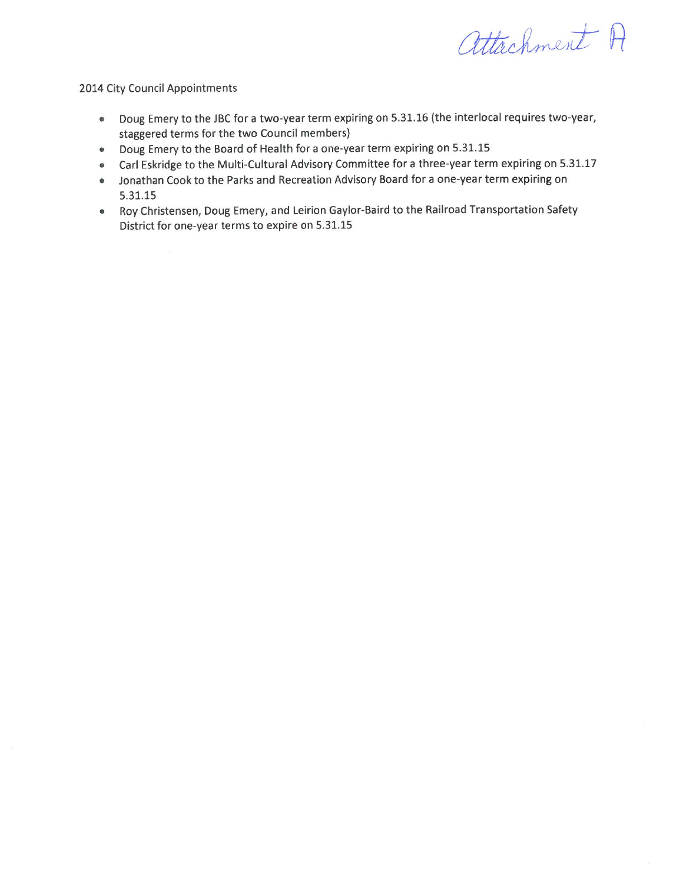Attachment A

2014 City Council Appointments

- Doug Emery to the JBC for a two-year term expiring on 5.31.16 (the interlocal requires two-year, staggered terms for the two Council members)
- Doug Emery to the Board of Health for a one-year term expiring on 5.31.15
- Carl Eskridge to the Multi-Cultural Advisory Committee for a three-year term expiring on 5.31.17
- Jonathan Cook to the Parks and Recreation Advisory Board for a one-year term expiring on 5.31.15
- Roy Christensen, Doug Emery, and Leirion Gaylor-Baird to the Railroad Transportation Safety District for one-year terms to expire on 5.31.15